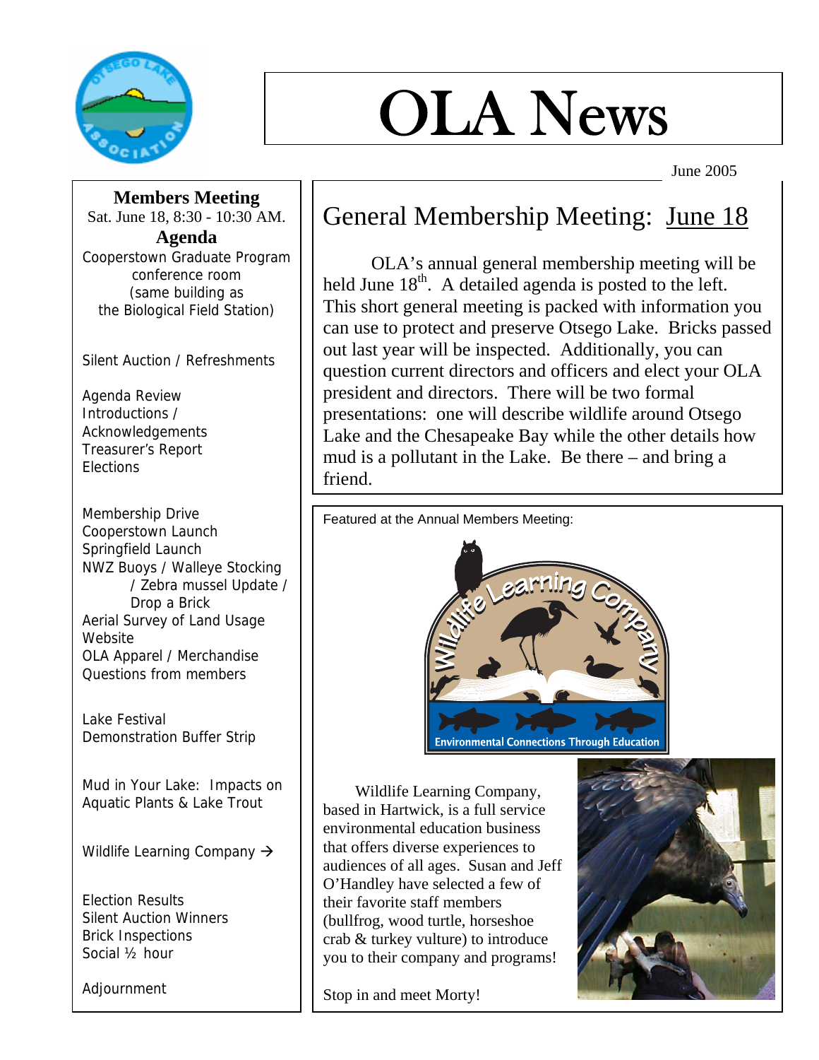# OLA News

June 2005

## Members Meeting

Sat. June 18, 8:30 - 10:30 AM.

### Agenda

Cooperstown Graduate Program conference room (same building as the Biological Field Station)

Silent Auction / Refreshments

Agenda Review
Introductions / Acknowledgements
Treasurer's Report
Elections

Membership Drive
Cooperstown Launch
Springfield Launch
NWZ Buoys / Walleye Stocking / Zebra mussel Update / Drop a Brick
Aerial Survey of Land Usage
Website
OLA Apparel / Merchandise
Questions from members

Lake Festival
Demonstration Buffer Strip

Mud in Your Lake: Impacts on Aquatic Plants & Lake Trout

Wildlife Learning Company →

Election Results
Silent Auction Winners
Brick Inspections
Social ½ hour

Adjournment

## General Membership Meeting: June 18

OLA's annual general membership meeting will be held June 18th. A detailed agenda is posted to the left. This short general meeting is packed with information you can use to protect and preserve Otsego Lake. Bricks passed out last year will be inspected. Additionally, you can question current directors and officers and elect your OLA president and directors. There will be two formal presentations: one will describe wildlife around Otsego Lake and the Chesapeake Bay while the other details how mud is a pollutant in the Lake. Be there – and bring a friend.

Featured at the Annual Members Meeting:

Wildlife Learning Company – Environmental Connections Through Education

Wildlife Learning Company, based in Hartwick, is a full service environmental education business that offers diverse experiences to audiences of all ages. Susan and Jeff O'Handley have selected a few of their favorite staff members (bullfrog, wood turtle, horseshoe crab & turkey vulture) to introduce you to their company and programs!

Stop in and meet Morty!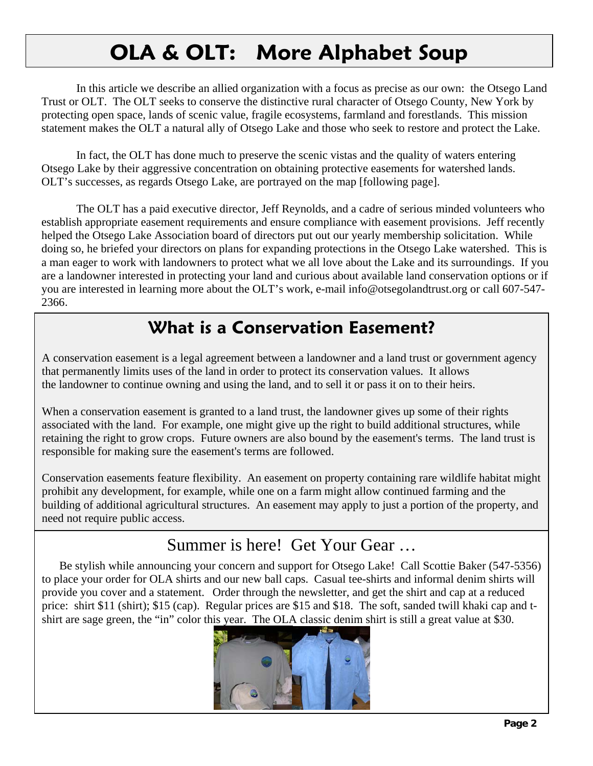# OLA & OLT:   More Alphabet Soup

In this article we describe an allied organization with a focus as precise as our own:  the Otsego Land Trust or OLT.  The OLT seeks to conserve the distinctive rural character of Otsego County, New York by protecting open space, lands of scenic value, fragile ecosystems, farmland and forestlands.  This mission statement makes the OLT a natural ally of Otsego Lake and those who seek to restore and protect the Lake.

In fact, the OLT has done much to preserve the scenic vistas and the quality of waters entering Otsego Lake by their aggressive concentration on obtaining protective easements for watershed lands.  OLT's successes, as regards Otsego Lake, are portrayed on the map [following page].

The OLT has a paid executive director, Jeff Reynolds, and a cadre of serious minded volunteers who establish appropriate easement requirements and ensure compliance with easement provisions.  Jeff recently helped the Otsego Lake Association board of directors put out our yearly membership solicitation.  While doing so, he briefed your directors on plans for expanding protections in the Otsego Lake watershed.  This is a man eager to work with landowners to protect what we all love about the Lake and its surroundings.  If you are a landowner interested in protecting your land and curious about available land conservation options or if you are interested in learning more about the OLT's work, e-mail info@otsegolandtrust.org or call 607-547-2366.

## What is a Conservation Easement?

A conservation easement is a legal agreement between a landowner and a land trust or government agency that permanently limits uses of the land in order to protect its conservation values.  It allows the landowner to continue owning and using the land, and to sell it or pass it on to their heirs.

When a conservation easement is granted to a land trust, the landowner gives up some of their rights associated with the land.  For example, one might give up the right to build additional structures, while retaining the right to grow crops.  Future owners are also bound by the easement's terms.  The land trust is responsible for making sure the easement's terms are followed.

Conservation easements feature flexibility.  An easement on property containing rare wildlife habitat might prohibit any development, for example, while one on a farm might allow continued farming and the building of additional agricultural structures.  An easement may apply to just a portion of the property, and need not require public access.

## Summer is here!  Get Your Gear …

Be stylish while announcing your concern and support for Otsego Lake!  Call Scottie Baker (547-5356) to place your order for OLA shirts and our new ball caps.  Casual tee-shirts and informal denim shirts will provide you cover and a statement.   Order through the newsletter, and get the shirt and cap at a reduced price:  shirt $11 (shirt); $15 (cap).  Regular prices are $15 and $18.  The soft, sanded twill khaki cap and t-shirt are sage green, the "in" color this year.  The OLA classic denim shirt is still a great value at $30.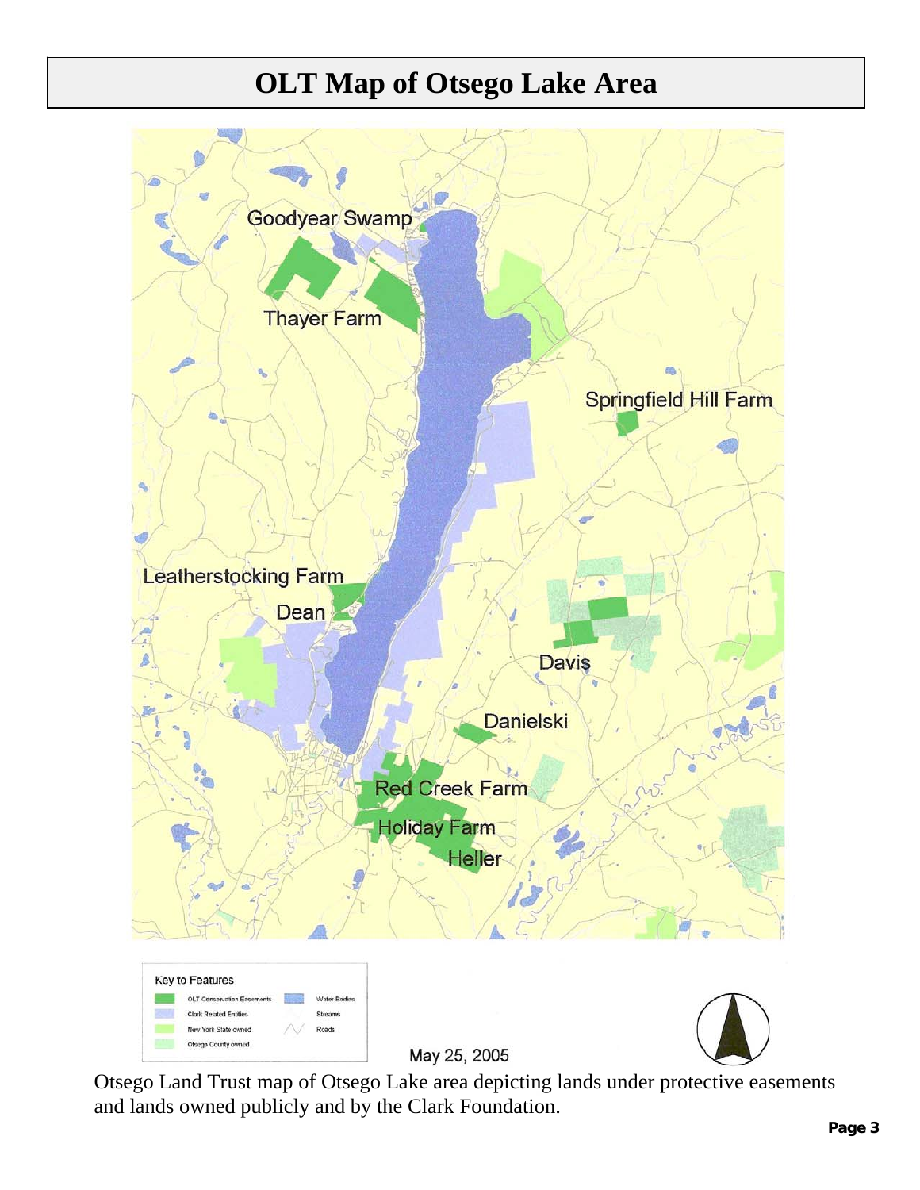# OLT Map of Otsego Lake Area

Goodyear Swamp

Thayer Farm

Springfield Hill Farm

Leatherstocking Farm

Dean

Davis

Danielski

Red Creek Farm

Holiday Farm

Heller

Key to Features

- OLT Conservation Easements
- Clark Related Entities
- New York State owned
- Otsego County owned
- Water Bodies
- Streams
- Roads

May 25, 2005

Otsego Land Trust map of Otsego Lake area depicting lands under protective easements and lands owned publicly and by the Clark Foundation.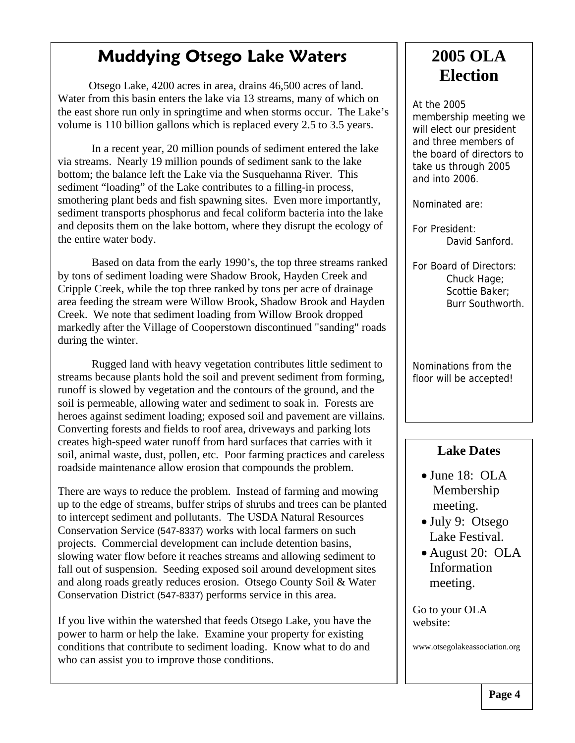# Muddying Otsego Lake Waters

Otsego Lake, 4200 acres in area, drains 46,500 acres of land. Water from this basin enters the lake via 13 streams, many of which on the east shore run only in springtime and when storms occur. The Lake's volume is 110 billion gallons which is replaced every 2.5 to 3.5 years.

In a recent year, 20 million pounds of sediment entered the lake via streams. Nearly 19 million pounds of sediment sank to the lake bottom; the balance left the Lake via the Susquehanna River. This sediment "loading" of the Lake contributes to a filling-in process, smothering plant beds and fish spawning sites. Even more importantly, sediment transports phosphorus and fecal coliform bacteria into the lake and deposits them on the lake bottom, where they disrupt the ecology of the entire water body.

Based on data from the early 1990's, the top three streams ranked by tons of sediment loading were Shadow Brook, Hayden Creek and Cripple Creek, while the top three ranked by tons per acre of drainage area feeding the stream were Willow Brook, Shadow Brook and Hayden Creek. We note that sediment loading from Willow Brook dropped markedly after the Village of Cooperstown discontinued "sanding" roads during the winter.

Rugged land with heavy vegetation contributes little sediment to streams because plants hold the soil and prevent sediment from forming, runoff is slowed by vegetation and the contours of the ground, and the soil is permeable, allowing water and sediment to soak in. Forests are heroes against sediment loading; exposed soil and pavement are villains. Converting forests and fields to roof area, driveways and parking lots creates high-speed water runoff from hard surfaces that carries with it soil, animal waste, dust, pollen, etc. Poor farming practices and careless roadside maintenance allow erosion that compounds the problem.

There are ways to reduce the problem. Instead of farming and mowing up to the edge of streams, buffer strips of shrubs and trees can be planted to intercept sediment and pollutants. The USDA Natural Resources Conservation Service (547-8337) works with local farmers on such projects. Commercial development can include detention basins, slowing water flow before it reaches streams and allowing sediment to fall out of suspension. Seeding exposed soil around development sites and along roads greatly reduces erosion. Otsego County Soil & Water Conservation District (547-8337) performs service in this area.

If you live within the watershed that feeds Otsego Lake, you have the power to harm or help the lake. Examine your property for existing conditions that contribute to sediment loading. Know what to do and who can assist you to improve those conditions.

# 2005 OLA Election

At the 2005 membership meeting we will elect our president and three members of the board of directors to take us through 2005 and into 2006.

Nominated are:

For President:
David Sanford.

For Board of Directors:
Chuck Hage;
Scottie Baker;
Burr Southworth.

Nominations from the floor will be accepted!

## Lake Dates

- June 18: OLA Membership meeting.
- July 9: Otsego Lake Festival.
- August 20: OLA Information meeting.

Go to your OLA website:

www.otsegolakeassociation.org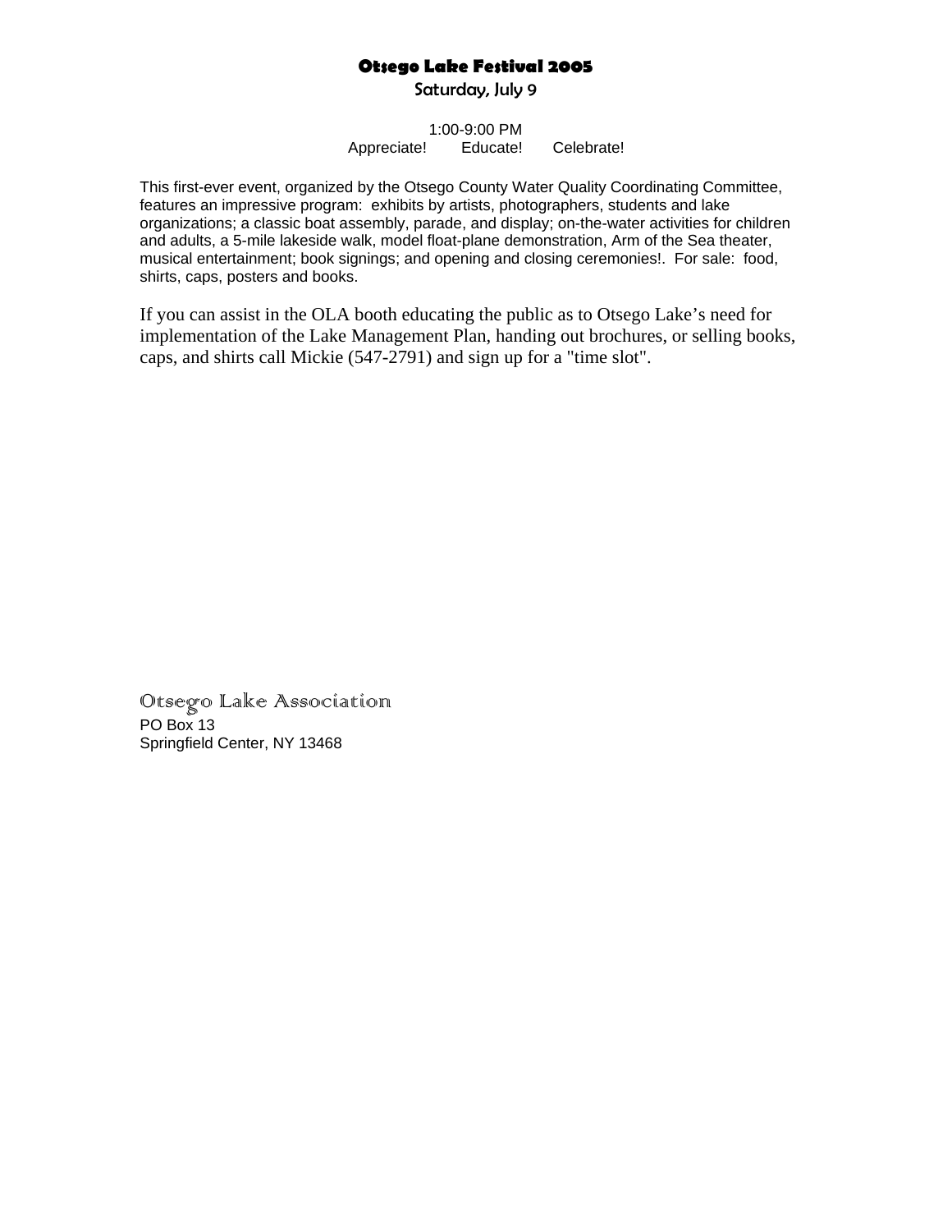# Otsego Lake Festival 2005

Saturday, July 9

1:00-9:00 PM

Appreciate! Educate! Celebrate!

This first-ever event, organized by the Otsego County Water Quality Coordinating Committee, features an impressive program: exhibits by artists, photographers, students and lake organizations; a classic boat assembly, parade, and display; on-the-water activities for children and adults, a 5-mile lakeside walk, model float-plane demonstration, Arm of the Sea theater, musical entertainment; book signings; and opening and closing ceremonies!. For sale: food, shirts, caps, posters and books.

If you can assist in the OLA booth educating the public as to Otsego Lake's need for implementation of the Lake Management Plan, handing out brochures, or selling books, caps, and shirts call Mickie (547-2791) and sign up for a "time slot".

Otsego Lake Association
PO Box 13
Springfield Center, NY 13468